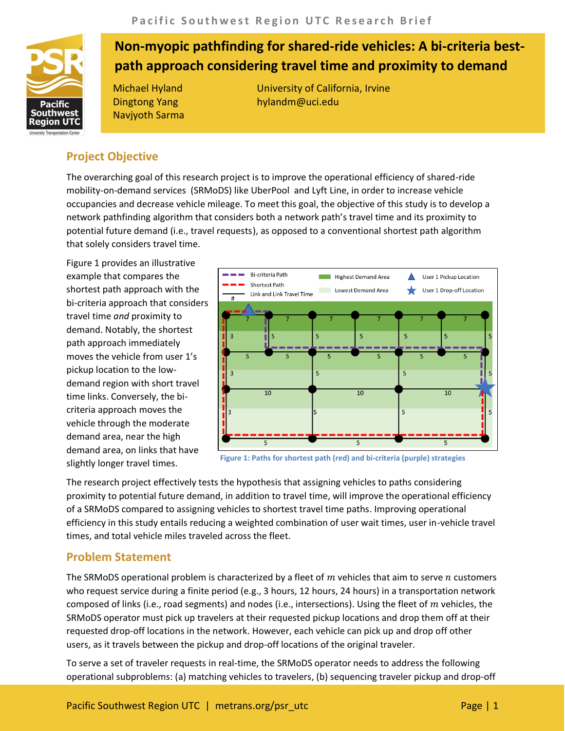# Non-myopic pathfinding for shared-ride vehicles: A bi-criteria best-path approach considering travel time and proximity to demand

Michael Hyland
Dingtong Yang
Navjyoth Sarma

University of California, Irvine
hylandm@uci.edu

## Project Objective

The overarching goal of this research project is to improve the operational efficiency of shared-ride mobility-on-demand services (SRMoDS) like UberPool and Lyft Line, in order to increase vehicle occupancies and decrease vehicle mileage. To meet this goal, the objective of this study is to develop a network pathfinding algorithm that considers both a network path's travel time and its proximity to potential future demand (i.e., travel requests), as opposed to a conventional shortest path algorithm that solely considers travel time.

Figure 1 provides an illustrative example that compares the shortest path approach with the bi-criteria approach that considers travel time *and* proximity to demand. Notably, the shortest path approach immediately moves the vehicle from user 1's pickup location to the low-demand region with short travel time links. Conversely, the bi-criteria approach moves the vehicle through the moderate demand area, near the high demand area, on links that have slightly longer travel times.

Figure 1: Paths for shortest path (red) and bi-criteria (purple) strategies

The research project effectively tests the hypothesis that assigning vehicles to paths considering proximity to potential future demand, in addition to travel time, will improve the operational efficiency of a SRMoDS compared to assigning vehicles to shortest travel time paths. Improving operational efficiency in this study entails reducing a weighted combination of user wait times, user in-vehicle travel times, and total vehicle miles traveled across the fleet.

## Problem Statement

The SRMoDS operational problem is characterized by a fleet of $m$ vehicles that aim to serve $n$ customers who request service during a finite period (e.g., 3 hours, 12 hours, 24 hours) in a transportation network composed of links (i.e., road segments) and nodes (i.e., intersections). Using the fleet of $m$ vehicles, the SRMoDS operator must pick up travelers at their requested pickup locations and drop them off at their requested drop-off locations in the network. However, each vehicle can pick up and drop off other users, as it travels between the pickup and drop-off locations of the original traveler.

To serve a set of traveler requests in real-time, the SRMoDS operator needs to address the following operational subproblems: (a) matching vehicles to travelers, (b) sequencing traveler pickup and drop-off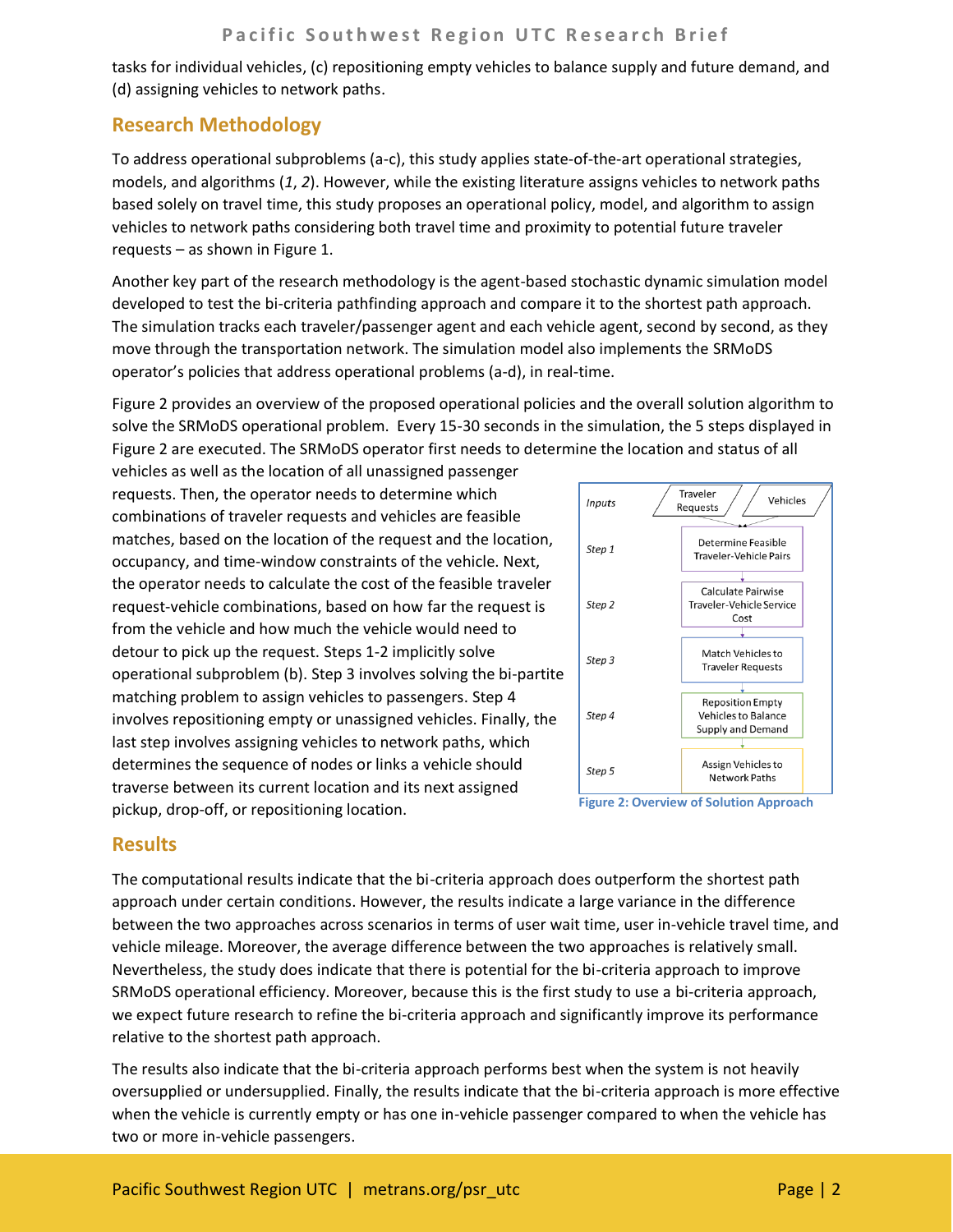tasks for individual vehicles, (c) repositioning empty vehicles to balance supply and future demand, and (d) assigning vehicles to network paths.

## Research Methodology

To address operational subproblems (a-c), this study applies state-of-the-art operational strategies, models, and algorithms (*1*, *2*). However, while the existing literature assigns vehicles to network paths based solely on travel time, this study proposes an operational policy, model, and algorithm to assign vehicles to network paths considering both travel time and proximity to potential future traveler requests – as shown in Figure 1.

Another key part of the research methodology is the agent-based stochastic dynamic simulation model developed to test the bi-criteria pathfinding approach and compare it to the shortest path approach. The simulation tracks each traveler/passenger agent and each vehicle agent, second by second, as they move through the transportation network. The simulation model also implements the SRMoDS operator's policies that address operational problems (a-d), in real-time.

Figure 2 provides an overview of the proposed operational policies and the overall solution algorithm to solve the SRMoDS operational problem. Every 15-30 seconds in the simulation, the 5 steps displayed in Figure 2 are executed. The SRMoDS operator first needs to determine the location and status of all vehicles as well as the location of all unassigned passenger requests. Then, the operator needs to determine which combinations of traveler requests and vehicles are feasible matches, based on the location of the request and the location, occupancy, and time-window constraints of the vehicle. Next, the operator needs to calculate the cost of the feasible traveler request-vehicle combinations, based on how far the request is from the vehicle and how much the vehicle would need to detour to pick up the request. Steps 1-2 implicitly solve operational subproblem (b). Step 3 involves solving the bi-partite matching problem to assign vehicles to passengers. Step 4 involves repositioning empty or unassigned vehicles. Finally, the last step involves assigning vehicles to network paths, which determines the sequence of nodes or links a vehicle should traverse between its current location and its next assigned pickup, drop-off, or repositioning location.

Inputs
Traveler Requests
Vehicles
Step 1
Determine Feasible Traveler-Vehicle Pairs
Step 2
Calculate Pairwise Traveler-Vehicle Service Cost
Step 3
Match Vehicles to Traveler Requests
Step 4
Reposition Empty Vehicles to Balance Supply and Demand
Step 5
Assign Vehicles to Network Paths

Figure 2: Overview of Solution Approach

## Results

The computational results indicate that the bi-criteria approach does outperform the shortest path approach under certain conditions. However, the results indicate a large variance in the difference between the two approaches across scenarios in terms of user wait time, user in-vehicle travel time, and vehicle mileage. Moreover, the average difference between the two approaches is relatively small. Nevertheless, the study does indicate that there is potential for the bi-criteria approach to improve SRMoDS operational efficiency. Moreover, because this is the first study to use a bi-criteria approach, we expect future research to refine the bi-criteria approach and significantly improve its performance relative to the shortest path approach.

The results also indicate that the bi-criteria approach performs best when the system is not heavily oversupplied or undersupplied. Finally, the results indicate that the bi-criteria approach is more effective when the vehicle is currently empty or has one in-vehicle passenger compared to when the vehicle has two or more in-vehicle passengers.